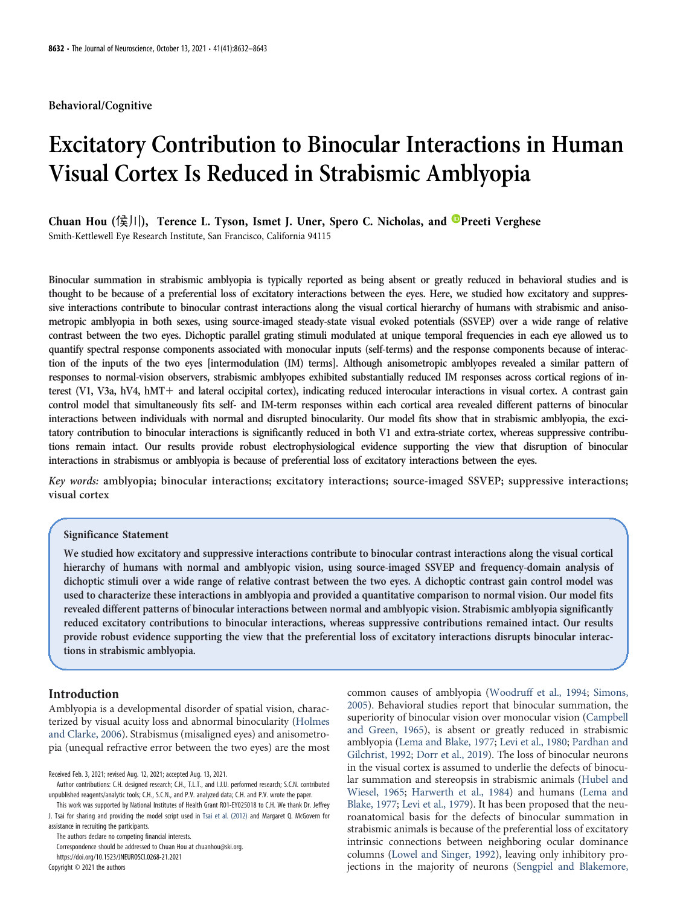**Behavioral/Cognitive**

# Excitatory Contribution to Binocular Interactions in Human Visual Cortex Is Reduced in Strabismic Amblyopia

**Chuan Hou (侯川), Terence L. Tyson, Ismet J. Uner, Spero C. Nicholas, and Preeti Verghese**

Smith-Kettlewell Eye Research Institute, San Francisco, California 94115

**Binocular summation in strabismic amblyopia is typically reported as being absent or greatly reduced in behavioral studies and is thought to be because of a preferential loss of excitatory interactions between the eyes. Here, we studied how excitatory and suppressive interactions contribute to binocular contrast interactions along the visual cortical hierarchy of humans with strabismic and anisometropic amblyopia in both sexes, using source-imaged steady-state visual evoked potentials (SSVEP) over a wide range of relative contrast between the two eyes. Dichoptic parallel grating stimuli modulated at unique temporal frequencies in each eye allowed us to quantify spectral response components associated with monocular inputs (self-terms) and the response components because of interaction of the inputs of the two eyes [intermodulation (IM) terms]. Although anisometropic amblyopes revealed a similar pattern of responses to normal-vision observers, strabismic amblyopes exhibited substantially reduced IM responses across cortical regions of interest (V1, V3a, hV4, hMT+ and lateral occipital cortex), indicating reduced interocular interactions in visual cortex. A contrast gain control model that simultaneously fits self- and IM-term responses within each cortical area revealed different patterns of binocular interactions between individuals with normal and disrupted binocularity. Our model fits show that in strabismic amblyopia, the excitatory contribution to binocular interactions is significantly reduced in both V1 and extra-striate cortex, whereas suppressive contributions remain intact. Our results provide robust electrophysiological evidence supporting the view that disruption of binocular interactions in strabismus or amblyopia is because of preferential loss of excitatory interactions between the eyes.**

*Key words:* **amblyopia; binocular interactions; excitatory interactions; source-imaged SSVEP; suppressive interactions; visual cortex**

### Significance Statement

**We studied how excitatory and suppressive interactions contribute to binocular contrast interactions along the visual cortical hierarchy of humans with normal and amblyopic vision, using source-imaged SSVEP and frequency-domain analysis of dichoptic stimuli over a wide range of relative contrast between the two eyes. A dichoptic contrast gain control model was used to characterize these interactions in amblyopia and provided a quantitative comparison to normal vision. Our model fits revealed different patterns of binocular interactions between normal and amblyopic vision. Strabismic amblyopia significantly reduced excitatory contributions to binocular interactions, whereas suppressive contributions remained intact. Our results provide robust evidence supporting the view that the preferential loss of excitatory interactions disrupts binocular interactions in strabismic amblyopia.**

## Introduction

Amblyopia is a developmental disorder of spatial vision, characterized by visual acuity loss and abnormal binocularity (Holmes and Clarke, 2006). Strabismus (misaligned eyes) and anisometropia (unequal refractive error between the two eyes) are the most common causes of amblyopia (Woodruff et al., 1994; Simons, 2005). Behavioral studies report that binocular summation, the superiority of binocular vision over monocular vision (Campbell and Green, 1965), is absent or greatly reduced in strabismic amblyopia (Lema and Blake, 1977; Levi et al., 1980; Pardhan and Gilchrist, 1992; Dorr et al., 2019). The loss of binocular neurons in the visual cortex is assumed to underlie the defects of binocular summation and stereopsis in strabismic animals (Hubel and Wiesel, 1965; Harwerth et al., 1984) and humans (Lema and Blake, 1977; Levi et al., 1979). It has been proposed that the neuroanatomical basis for the defects of binocular summation in strabismic animals is because of the preferential loss of excitatory intrinsic connections between neighboring ocular dominance columns (Lowel and Singer, 1992), leaving only inhibitory projections in the majority of neurons (Sengpiel and Blakemore,

Received Feb. 3, 2021; revised Aug. 12, 2021; accepted Aug. 13, 2021.

Author contributions: C.H. designed research; C.H., T.L.T., and I.J.U. performed research; S.C.N. contributed unpublished reagents/analytic tools; C.H., S.C.N., and P.V. analyzed data; C.H. and P.V. wrote the paper.

This work was supported by National Institutes of Health Grant R01-EY025018 to C.H. We thank Dr. Jeffrey J. Tsai for sharing and providing the model script used in Tsai et al. (2012) and Margaret Q. McGovern for assistance in recruiting the participants.

The authors declare no competing financial interests.

Correspondence should be addressed to Chuan Hou at chuanhou@ski.org.

https://doi.org/10.1523/JNEUROSCI.0268-21.2021

Copyright © 2021 the authors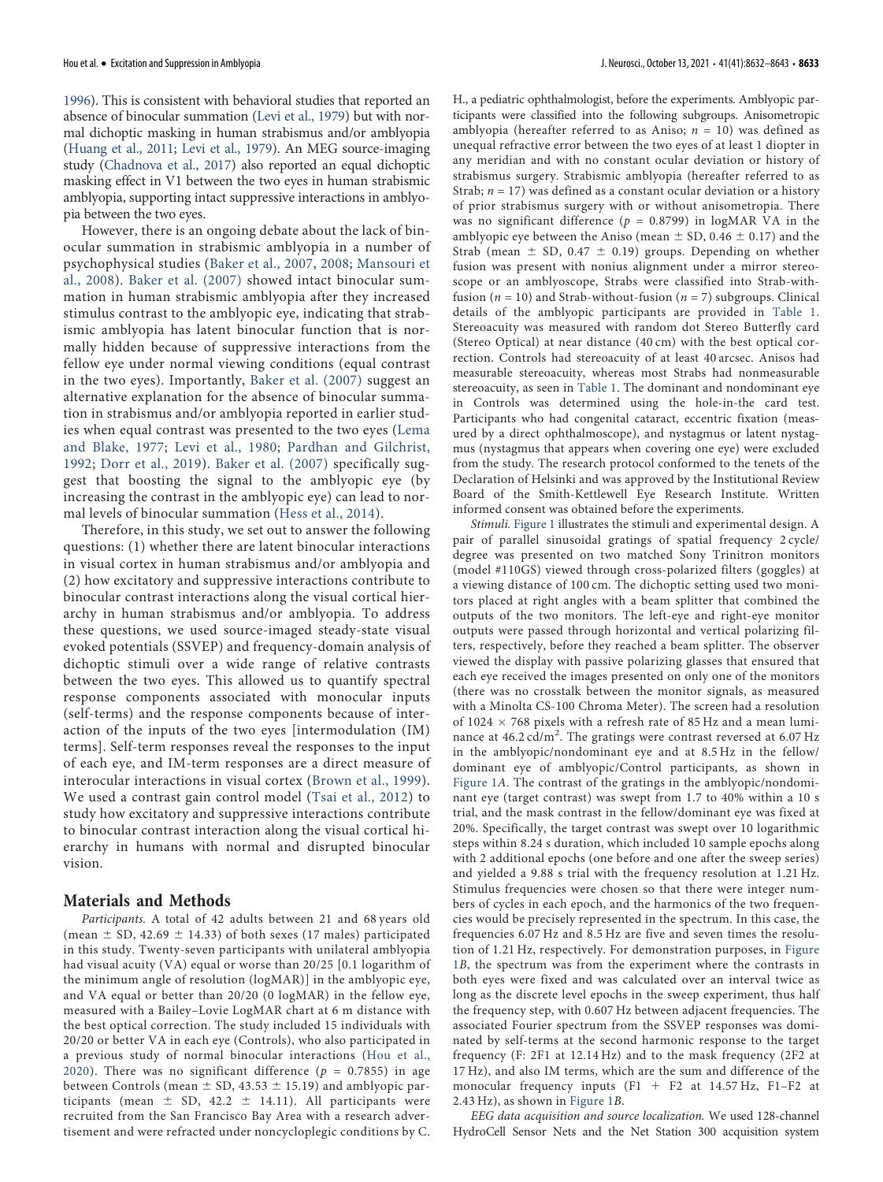1996). This is consistent with behavioral studies that reported an absence of binocular summation (Levi et al., 1979) but with normal dichoptic masking in human strabismus and/or amblyopia (Huang et al., 2011; Levi et al., 1979). An MEG source-imaging study (Chadnova et al., 2017) also reported an equal dichoptic masking effect in V1 between the two eyes in human strabismic amblyopia, supporting intact suppressive interactions in amblyopia between the two eyes.

However, there is an ongoing debate about the lack of binocular summation in strabismic amblyopia in a number of psychophysical studies (Baker et al., 2007, 2008; Mansouri et al., 2008). Baker et al. (2007) showed intact binocular summation in human strabismic amblyopia after they increased stimulus contrast to the amblyopic eye, indicating that strabismic amblyopia has latent binocular function that is normally hidden because of suppressive interactions from the fellow eye under normal viewing conditions (equal contrast in the two eyes). Importantly, Baker et al. (2007) suggest an alternative explanation for the absence of binocular summation in strabismus and/or amblyopia reported in earlier studies when equal contrast was presented to the two eyes (Lema and Blake, 1977; Levi et al., 1980; Pardhan and Gilchrist, 1992; Dorr et al., 2019). Baker et al. (2007) specifically suggest that boosting the signal to the amblyopic eye (by increasing the contrast in the amblyopic eye) can lead to normal levels of binocular summation (Hess et al., 2014).

Therefore, in this study, we set out to answer the following questions: (1) whether there are latent binocular interactions in visual cortex in human strabismus and/or amblyopia and (2) how excitatory and suppressive interactions contribute to binocular contrast interactions along the visual cortical hierarchy in human strabismus and/or amblyopia. To address these questions, we used source-imaged steady-state visual evoked potentials (SSVEP) and frequency-domain analysis of dichoptic stimuli over a wide range of relative contrasts between the two eyes. This allowed us to quantify spectral response components associated with monocular inputs (self-terms) and the response components because of interaction of the inputs of the two eyes [intermodulation (IM) terms]. Self-term responses reveal the responses to the input of each eye, and IM-term responses are a direct measure of interocular interactions in visual cortex (Brown et al., 1999). We used a contrast gain control model (Tsai et al., 2012) to study how excitatory and suppressive interactions contribute to binocular contrast interaction along the visual cortical hierarchy in humans with normal and disrupted binocular vision.

## Materials and Methods

*Participants.* A total of 42 adults between 21 and 68 years old (mean ± SD, 42.69 ± 14.33) of both sexes (17 males) participated in this study. Twenty-seven participants with unilateral amblyopia had visual acuity (VA) equal or worse than 20/25 [0.1 logarithm of the minimum angle of resolution (logMAR)] in the amblyopic eye, and VA equal or better than 20/20 (0 logMAR) in the fellow eye, measured with a Bailey–Lovie LogMAR chart at 6 m distance with the best optical correction. The study included 15 individuals with 20/20 or better VA in each eye (Controls), who also participated in a previous study of normal binocular interactions (Hou et al., 2020). There was no significant difference ($p$ = 0.7855) in age between Controls (mean ± SD, 43.53 ± 15.19) and amblyopic participants (mean ± SD, 42.2 ± 14.11). All participants were recruited from the San Francisco Bay Area with a research advertisement and were refracted under noncycloplegic conditions by C. H., a pediatric ophthalmologist, before the experiments. Amblyopic participants were classified into the following subgroups. Anisometropic amblyopia (hereafter referred to as Aniso; $n$ = 10) was defined as unequal refractive error between the two eyes of at least 1 diopter in any meridian and with no constant ocular deviation or history of strabismus surgery. Strabismic amblyopia (hereafter referred to as Strab; $n$ = 17) was defined as a constant ocular deviation or a history of prior strabismus surgery with or without anisometropia. There was no significant difference ($p$ = 0.8799) in logMAR VA in the amblyopic eye between the Aniso (mean ± SD, 0.46 ± 0.17) and the Strab (mean ± SD, 0.47 ± 0.19) groups. Depending on whether fusion was present with nonius alignment under a mirror stereoscope or an amblyoscope, Strabs were classified into Strab-with-fusion ($n$ = 10) and Strab-without-fusion ($n$ = 7) subgroups. Clinical details of the amblyopic participants are provided in Table 1. Stereoacuity was measured with random dot Stereo Butterfly card (Stereo Optical) at near distance (40 cm) with the best optical correction. Controls had stereoacuity of at least 40 arcsec. Anisos had measurable stereoacuity, whereas most Strabs had nonmeasurable stereoacuity, as seen in Table 1. The dominant and nondominant eye in Controls was determined using the hole-in-the card test. Participants who had congenital cataract, eccentric fixation (measured by a direct ophthalmoscope), and nystagmus or latent nystagmus (nystagmus that appears when covering one eye) were excluded from the study. The research protocol conformed to the tenets of the Declaration of Helsinki and was approved by the Institutional Review Board of the Smith-Kettlewell Eye Research Institute. Written informed consent was obtained before the experiments.

*Stimuli.* Figure 1 illustrates the stimuli and experimental design. A pair of parallel sinusoidal gratings of spatial frequency 2 cycle/degree was presented on two matched Sony Trinitron monitors (model #110GS) viewed through cross-polarized filters (goggles) at a viewing distance of 100 cm. The dichoptic setting used two monitors placed at right angles with a beam splitter that combined the outputs of the two monitors. The left-eye and right-eye monitor outputs were passed through horizontal and vertical polarizing filters, respectively, before they reached a beam splitter. The observer viewed the display with passive polarizing glasses that ensured that each eye received the images presented on only one of the monitors (there was no crosstalk between the monitor signals, as measured with a Minolta CS-100 Chroma Meter). The screen had a resolution of 1024 × 768 pixels with a refresh rate of 85 Hz and a mean luminance at 46.2 cd/m$^2$. The gratings were contrast reversed at 6.07 Hz in the amblyopic/nondominant eye and at 8.5 Hz in the fellow/dominant eye of amblyopic/Control participants, as shown in Figure 1*A*. The contrast of the gratings in the amblyopic/nondominant eye (target contrast) was swept from 1.7 to 40% within a 10 s trial, and the mask contrast in the fellow/dominant eye was fixed at 20%. Specifically, the target contrast was swept over 10 logarithmic steps within 8.24 s duration, which included 10 sample epochs along with 2 additional epochs (one before and one after the sweep series) and yielded a 9.88 s trial with the frequency resolution at 1.21 Hz. Stimulus frequencies were chosen so that there were integer numbers of cycles in each epoch, and the harmonics of the two frequencies would be precisely represented in the spectrum. In this case, the frequencies 6.07 Hz and 8.5 Hz are five and seven times the resolution of 1.21 Hz, respectively. For demonstration purposes, in Figure 1*B*, the spectrum was from the experiment where the contrasts in both eyes were fixed and was calculated over an interval twice as long as the discrete level epochs in the sweep experiment, thus half the frequency step, with 0.607 Hz between adjacent frequencies. The associated Fourier spectrum from the SSVEP responses was dominated by self-terms at the second harmonic response to the target frequency (F: 2F1 at 12.14 Hz) and to the mask frequency (2F2 at 17 Hz), and also IM terms, which are the sum and difference of the monocular frequency inputs (F1 + F2 at 14.57 Hz, F1–F2 at 2.43 Hz), as shown in Figure 1*B*.

*EEG data acquisition and source localization.* We used 128-channel HydroCell Sensor Nets and the Net Station 300 acquisition system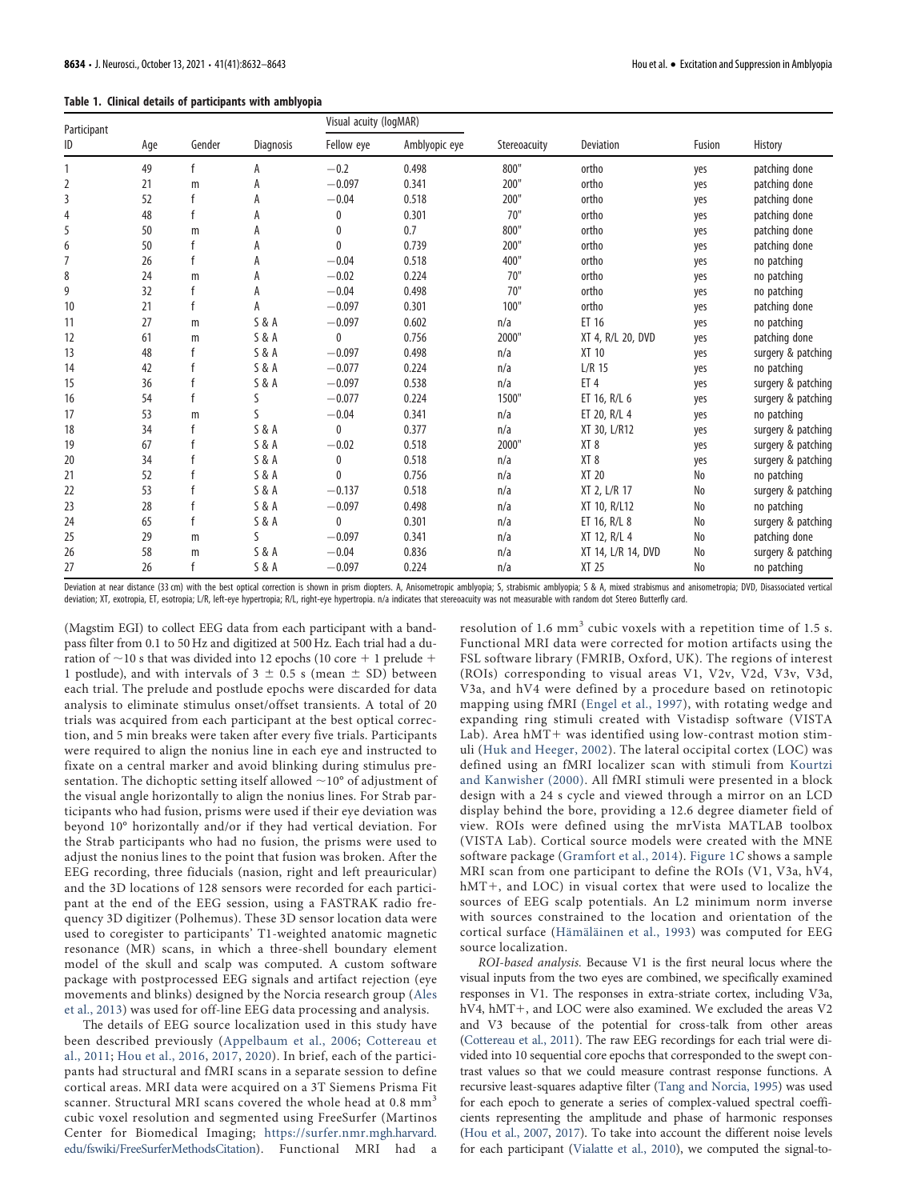**Table 1. Clinical details of participants with amblyopia**

| Participant ID | Age | Gender | Diagnosis | Visual acuity (logMAR) | | Stereoacuity | Deviation | Fusion | History |
|---|---|---|---|---|---|---|---|---|---|
| | | | | Fellow eye | Amblyopic eye | | | | |
| 1 | 49 | f | A | −0.2 | 0.498 | 800" | ortho | yes | patching done |
| 2 | 21 | m | A | −0.097 | 0.341 | 200" | ortho | yes | patching done |
| 3 | 52 | f | A | −0.04 | 0.518 | 200" | ortho | yes | patching done |
| 4 | 48 | f | A | 0 | 0.301 | 70" | ortho | yes | patching done |
| 5 | 50 | m | A | 0 | 0.7 | 800" | ortho | yes | patching done |
| 6 | 50 | f | A | 0 | 0.739 | 200" | ortho | yes | patching done |
| 7 | 26 | f | A | −0.04 | 0.518 | 400" | ortho | yes | no patching |
| 8 | 24 | m | A | −0.02 | 0.224 | 70" | ortho | yes | no patching |
| 9 | 32 | f | A | −0.04 | 0.498 | 70" | ortho | yes | no patching |
| 10 | 21 | f | A | −0.097 | 0.301 | 100" | ortho | yes | patching done |
| 11 | 27 | m | S & A | −0.097 | 0.602 | n/a | ET 16 | yes | no patching |
| 12 | 61 | m | S & A | 0 | 0.756 | 2000" | XT 4, R/L 20, DVD | yes | patching done |
| 13 | 48 | f | S & A | −0.097 | 0.498 | n/a | XT 10 | yes | surgery & patching |
| 14 | 42 | f | S & A | −0.077 | 0.224 | n/a | L/R 15 | yes | no patching |
| 15 | 36 | f | S & A | −0.097 | 0.538 | n/a | ET 4 | yes | surgery & patching |
| 16 | 54 | f | S | −0.077 | 0.224 | 1500" | ET 16, R/L 6 | yes | surgery & patching |
| 17 | 53 | m | S | −0.04 | 0.341 | n/a | ET 20, R/L 4 | yes | no patching |
| 18 | 34 | f | S & A | 0 | 0.377 | n/a | XT 30, L/R12 | yes | surgery & patching |
| 19 | 67 | f | S & A | −0.02 | 0.518 | 2000" | XT 8 | yes | surgery & patching |
| 20 | 34 | f | S & A | 0 | 0.518 | n/a | XT 8 | yes | surgery & patching |
| 21 | 52 | f | S & A | 0 | 0.756 | n/a | XT 20 | No | no patching |
| 22 | 53 | f | S & A | −0.137 | 0.518 | n/a | XT 2, L/R 17 | No | surgery & patching |
| 23 | 28 | f | S & A | −0.097 | 0.498 | n/a | XT 10, R/L12 | No | no patching |
| 24 | 65 | f | S & A | 0 | 0.301 | n/a | ET 16, R/L 8 | No | surgery & patching |
| 25 | 29 | m | S | −0.097 | 0.341 | n/a | XT 12, R/L 4 | No | patching done |
| 26 | 58 | m | S & A | −0.04 | 0.836 | n/a | XT 14, L/R 14, DVD | No | surgery & patching |
| 27 | 26 | f | S & A | −0.097 | 0.224 | n/a | XT 25 | No | no patching |

Deviation at near distance (33 cm) with the best optical correction is shown in prism diopters. A, Anisometropic amblyopia; S, strabismic amblyopia; S & A, mixed strabismus and anisometropia; DVD, Disassociated vertical deviation; XT, exotropia, ET, esotropia; L/R, left-eye hypertropia; R/L, right-eye hypertropia. n/a indicates that stereoacuity was not measurable with random dot Stereo Butterfly card.

(Magstim EGI) to collect EEG data from each participant with a bandpass filter from 0.1 to 50 Hz and digitized at 500 Hz. Each trial had a duration of ~10 s that was divided into 12 epochs (10 core + 1 prelude + 1 postlude), and with intervals of 3 ± 0.5 s (mean ± SD) between each trial. The prelude and postlude epochs were discarded for data analysis to eliminate stimulus onset/offset transients. A total of 20 trials was acquired from each participant at the best optical correction, and 5 min breaks were taken after every five trials. Participants were required to align the nonius line in each eye and instructed to fixate on a central marker and avoid blinking during stimulus presentation. The dichoptic setting itself allowed ~10° of adjustment of the visual angle horizontally to align the nonius lines. For Strab participants who had fusion, prisms were used if their eye deviation was beyond 10° horizontally and/or if they had vertical deviation. For the Strab participants who had no fusion, the prisms were used to adjust the nonius lines to the point that fusion was broken. After the EEG recording, three fiducials (nasion, right and left preauricular) and the 3D locations of 128 sensors were recorded for each participant at the end of the EEG session, using a FASTRAK radio frequency 3D digitizer (Polhemus). These 3D sensor location data were used to coregister to participants' T1-weighted anatomic magnetic resonance (MR) scans, in which a three-shell boundary element model of the skull and scalp was computed. A custom software package with postprocessed EEG signals and artifact rejection (eye movements and blinks) designed by the Norcia research group (Ales et al., 2013) was used for off-line EEG data processing and analysis.

The details of EEG source localization used in this study have been described previously (Appelbaum et al., 2006; Cottereau et al., 2011; Hou et al., 2016, 2017, 2020). In brief, each of the participants had structural and fMRI scans in a separate session to define cortical areas. MRI data were acquired on a 3T Siemens Prisma Fit scanner. Structural MRI scans covered the whole head at 0.8 $mm^3$ cubic voxel resolution and segmented using FreeSurfer (Martinos Center for Biomedical Imaging; https://surfer.nmr.mgh.harvard.edu/fswiki/FreeSurferMethodsCitation). Functional MRI had a resolution of 1.6 $mm^3$ cubic voxels with a repetition time of 1.5 s. Functional MRI data were corrected for motion artifacts using the FSL software library (FMRIB, Oxford, UK). The regions of interest (ROIs) corresponding to visual areas V1, V2v, V2d, V3v, V3d, V3a, and hV4 were defined by a procedure based on retinotopic mapping using fMRI (Engel et al., 1997), with rotating wedge and expanding ring stimuli created with Vistadisp software (VISTA Lab). Area hMT+ was identified using low-contrast motion stimuli (Huk and Heeger, 2002). The lateral occipital cortex (LOC) was defined using an fMRI localizer scan with stimuli from Kourtzi and Kanwisher (2000). All fMRI stimuli were presented in a block design with a 24 s cycle and viewed through a mirror on an LCD display behind the bore, providing a 12.6 degree diameter field of view. ROIs were defined using the mrVista MATLAB toolbox (VISTA Lab). Cortical source models were created with the MNE software package (Gramfort et al., 2014). Figure 1*C* shows a sample MRI scan from one participant to define the ROIs (V1, V3a, hV4, hMT+, and LOC) in visual cortex that were used to localize the sources of EEG scalp potentials. An L2 minimum norm inverse with sources constrained to the location and orientation of the cortical surface (Hämäläinen et al., 1993) was computed for EEG source localization.

*ROI-based analysis.* Because V1 is the first neural locus where the visual inputs from the two eyes are combined, we specifically examined responses in V1. The responses in extra-striate cortex, including V3a, hV4, hMT+, and LOC were also examined. We excluded the areas V2 and V3 because of the potential for cross-talk from other areas (Cottereau et al., 2011). The raw EEG recordings for each trial were divided into 10 sequential core epochs that corresponded to the swept contrast values so that we could measure contrast response functions. A recursive least-squares adaptive filter (Tang and Norcia, 1995) was used for each epoch to generate a series of complex-valued spectral coefficients representing the amplitude and phase of harmonic responses (Hou et al., 2007, 2017). To take into account the different noise levels for each participant (Vialatte et al., 2010), we computed the signal-to-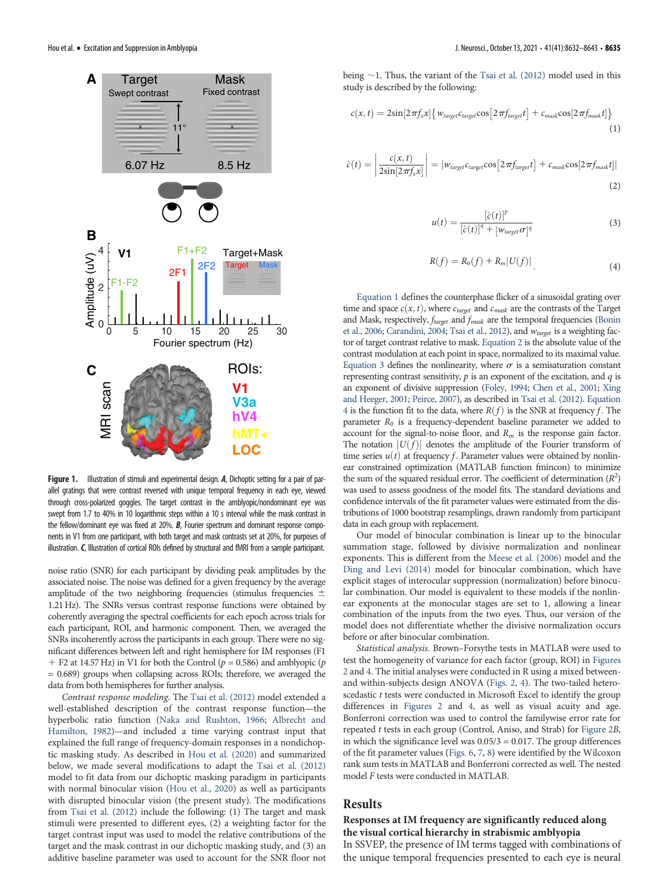**Figure 1.** Illustration of stimuli and experimental design. ***A***, Dichoptic setting for a pair of parallel gratings that were contrast reversed with unique temporal frequency in each eye, viewed through cross-polarized goggles. The target contrast in the amblyopic/nondominant eye was swept from 1.7 to 40% in 10 logarithmic steps within a 10 s interval while the mask contrast in the fellow/dominant eye was fixed at 20%. ***B***, Fourier spectrum and dominant response components in V1 from one participant, with both target and mask contrasts set at 20%, for purposes of illustration. ***C***, Illustration of cortical ROIs defined by structural and fMRI from a sample participant.

noise ratio (SNR) for each participant by dividing peak amplitudes by the associated noise. The noise was defined for a given frequency by the average amplitude of the two neighboring frequencies (stimulus frequencies ± 1.21 Hz). The SNRs versus contrast response functions were obtained by coherently averaging the spectral coefficients for each epoch across trials for each participant, ROI, and harmonic component. Then, we averaged the SNRs incoherently across the participants in each group. There were no significant differences between left and right hemisphere for IM responses (F1 + F2 at 14.57 Hz) in V1 for both the Control ($p$ = 0.586) and amblyopic ($p$ = 0.689) groups when collapsing across ROIs; therefore, we averaged the data from both hemispheres for further analysis.

*Contrast response modeling.* The Tsai et al. (2012) model extended a well-established description of the contrast response function—the hyperbolic ratio function (Naka and Rushton, 1966; Albrecht and Hamilton, 1982)—and included a time varying contrast input that explained the full range of frequency-domain responses in a nondichoptic masking study. As described in Hou et al. (2020) and summarized below, we made several modifications to adapt the Tsai et al. (2012) model to fit data from our dichoptic masking paradigm in participants with normal binocular vision (Hou et al., 2020) as well as participants with disrupted binocular vision (the present study). The modifications from Tsai et al. (2012) include the following: (1) The target and mask stimuli were presented to different eyes, (2) a weighting factor for the target contrast input was used to model the relative contributions of the target and the mask contrast in our dichoptic masking study, and (3) an additive baseline parameter was used to account for the SNR floor not being ~1. Thus, the variant of the Tsai et al. (2012) model used in this study is described by the following:

$$c(x,t) = 2\sin[2\pi f_x x]\left\{w_{target}c_{target}\cos\left[2\pi f_{target}t\right] + c_{mask}\cos\left[2\pi f_{mask}t\right]\right\} \tag{1}$$

$$\hat{c}(t) = \left|\frac{c(x,t)}{2\sin[2\pi f_x x]}\right| = \left|w_{target}c_{target}\cos\left[2\pi f_{target}t\right] + c_{mask}\cos\left[2\pi f_{mask}t\right]\right| \tag{2}$$

$$u(t) = \frac{[\hat{c}(t)]^p}{[\hat{c}(t)]^q + [w_{target}\sigma]^q} \tag{3}$$

$$R(f) = R_0(f) + R_m|U(f)| \tag{4}$$

Equation 1 defines the counterphase flicker of a sinusoidal grating over time and space $c(x,t)$, where $c_{target}$ and $c_{mask}$ are the contrasts of the Target and Mask, respectively, $f_{target}$ and $f_{mask}$ are the temporal frequencies (Bonin et al., 2006; Carandini, 2004; Tsai et al., 2012), and $w_{target}$ is a weighting factor of target contrast relative to mask. Equation 2 is the absolute value of the contrast modulation at each point in space, normalized to its maximal value. Equation 3 defines the nonlinearity, where $\sigma$ is a semisaturation constant representing contrast sensitivity, $p$ is an exponent of the excitation, and $q$ is an exponent of divisive suppression (Foley, 1994; Chen et al., 2001; Xing and Heeger, 2001; Peirce, 2007), as described in Tsai et al. (2012). Equation 4 is the function fit to the data, where $R(f)$ is the SNR at frequency $f$. The parameter $R_0$ is a frequency-dependent baseline parameter we added to account for the signal-to-noise floor, and $R_m$ is the response gain factor. The notation $|U(f)|$ denotes the amplitude of the Fourier transform of time series $u(t)$ at frequency $f$. Parameter values were obtained by nonlinear constrained optimization (MATLAB function fmincon) to minimize the sum of the squared residual error. The coefficient of determination ($R^2$) was used to assess goodness of the model fits. The standard deviations and confidence intervals of the fit parameter values were estimated from the distributions of 1000 bootstrap resamplings, drawn randomly from participant data in each group with replacement.

Our model of binocular combination is linear up to the binocular summation stage, followed by divisive normalization and nonlinear exponents. This is different from the Meese et al. (2006) model and the Ding and Levi (2014) model for binocular combination, which have explicit stages of interocular suppression (normalization) before binocular combination. Our model is equivalent to these models if the nonlinear exponents at the monocular stages are set to 1, allowing a linear combination of the inputs from the two eyes. Thus, our version of the model does not differentiate whether the divisive normalization occurs before or after binocular combination.

*Statistical analysis.* Brown–Forsythe tests in MATLAB were used to test the homogeneity of variance for each factor (group, ROI) in Figures 2 and 4. The initial analyses were conducted in R using a mixed between- and within-subjects design ANOVA (Figs. 2, 4). The two-tailed heteroscedastic $t$ tests were conducted in Microsoft Excel to identify the group differences in Figures 2 and 4, as well as visual acuity and age. Bonferroni correction was used to control the familywise error rate for repeated $t$ tests in each group (Control, Aniso, and Strab) for Figure 2B, in which the significance level was 0.05/3 = 0.017. The group differences of the fit parameter values (Figs. 6, 7, 8) were identified by the Wilcoxon rank sum tests in MATLAB and Bonferroni corrected as well. The nested model $F$ tests were conducted in MATLAB.

## Results

### Responses at IM frequency are significantly reduced along the visual cortical hierarchy in strabismic amblyopia

In SSVEP, the presence of IM terms tagged with combinations of the unique temporal frequencies presented to each eye is neural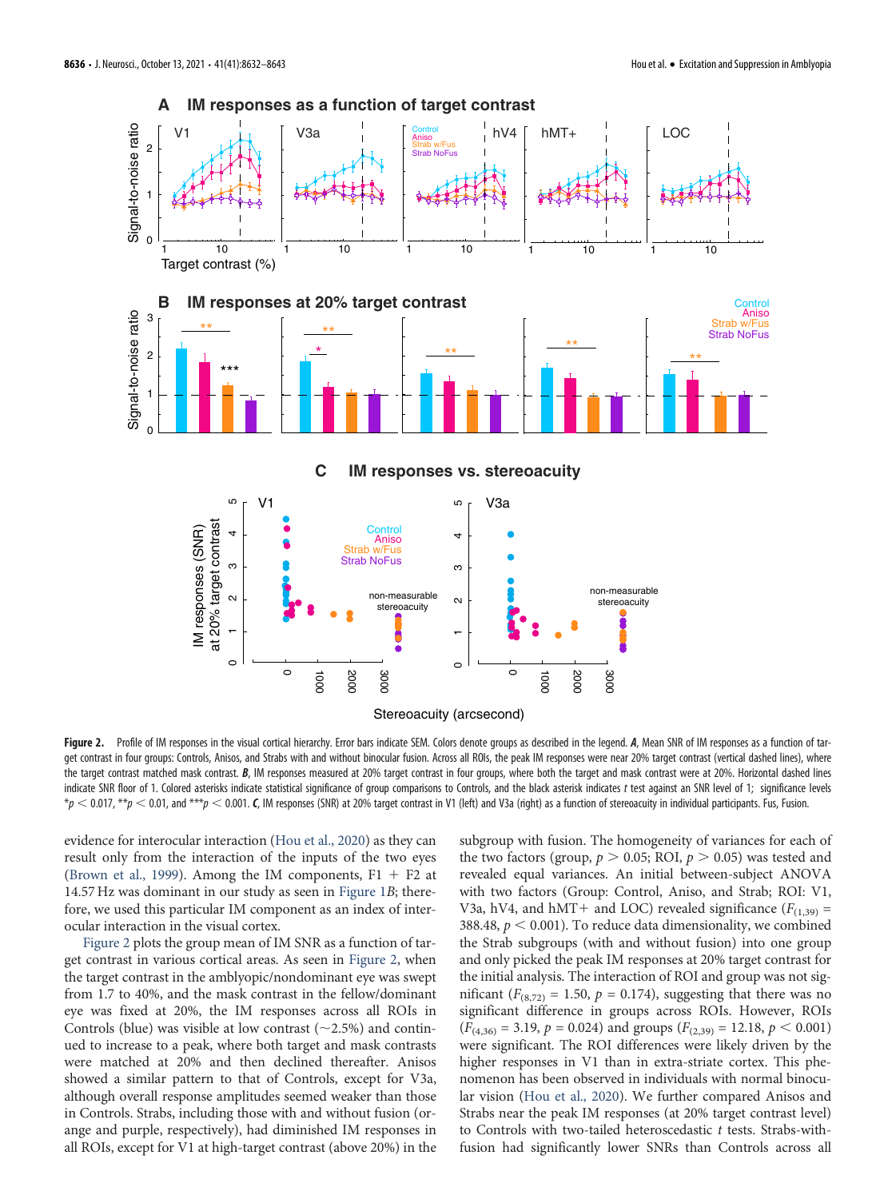**Figure 2.** Profile of IM responses in the visual cortical hierarchy. Error bars indicate SEM. Colors denote groups as described in the legend. ***A***, Mean SNR of IM responses as a function of target contrast in four groups: Controls, Anisos, and Strabs with and without binocular fusion. Across all ROIs, the peak IM responses were near 20% target contrast (vertical dashed lines), where the target contrast matched mask contrast. ***B***, IM responses measured at 20% target contrast in four groups, where both the target and mask contrast were at 20%. Horizontal dashed lines indicate SNR floor of 1. Colored asterisks indicate statistical significance of group comparisons to Controls, and the black asterisk indicates *t* test against an SNR level of 1; significance levels $^{*}p < 0.017$, $^{**}p < 0.01$, and $^{***}p < 0.001$. ***C***, IM responses (SNR) at 20% target contrast in V1 (left) and V3a (right) as a function of stereoacuity in individual participants. Fus, Fusion.

evidence for interocular interaction (Hou et al., 2020) as they can result only from the interaction of the inputs of the two eyes (Brown et al., 1999). Among the IM components, F1 + F2 at 14.57 Hz was dominant in our study as seen in Figure 1*B*; therefore, we used this particular IM component as an index of interocular interaction in the visual cortex.

Figure 2 plots the group mean of IM SNR as a function of target contrast in various cortical areas. As seen in Figure 2, when the target contrast in the amblyopic/nondominant eye was swept from 1.7 to 40%, and the mask contrast in the fellow/dominant eye was fixed at 20%, the IM responses across all ROIs in Controls (blue) was visible at low contrast (~2.5%) and continued to increase to a peak, where both target and mask contrasts were matched at 20% and then declined thereafter. Anisos showed a similar pattern to that of Controls, except for V3a, although overall response amplitudes seemed weaker than those in Controls. Strabs, including those with and without fusion (orange and purple, respectively), had diminished IM responses in all ROIs, except for V1 at high-target contrast (above 20%) in the subgroup with fusion. The homogeneity of variances for each of the two factors (group, $p > 0.05$; ROI, $p > 0.05$) was tested and revealed equal variances. An initial between-subject ANOVA with two factors (Group: Control, Aniso, and Strab; ROI: V1, V3a, hV4, and hMT+ and LOC) revealed significance ($F_{(1,39)} = 388.48$, $p < 0.001$). To reduce data dimensionality, we combined the Strab subgroups (with and without fusion) into one group and only picked the peak IM responses at 20% target contrast for the initial analysis. The interaction of ROI and group was not significant ($F_{(8,72)} = 1.50$, $p = 0.174$), suggesting that there was no significant difference in groups across ROIs. However, ROIs ($F_{(4,36)} = 3.19$, $p = 0.024$) and groups ($F_{(2,39)} = 12.18$, $p < 0.001$) were significant. The ROI differences were likely driven by the higher responses in V1 than in extra-striate cortex. This phenomenon has been observed in individuals with normal binocular vision (Hou et al., 2020). We further compared Anisos and Strabs near the peak IM responses (at 20% target contrast level) to Controls with two-tailed heteroscedastic *t* tests. Strabs-with-fusion had significantly lower SNRs than Controls across all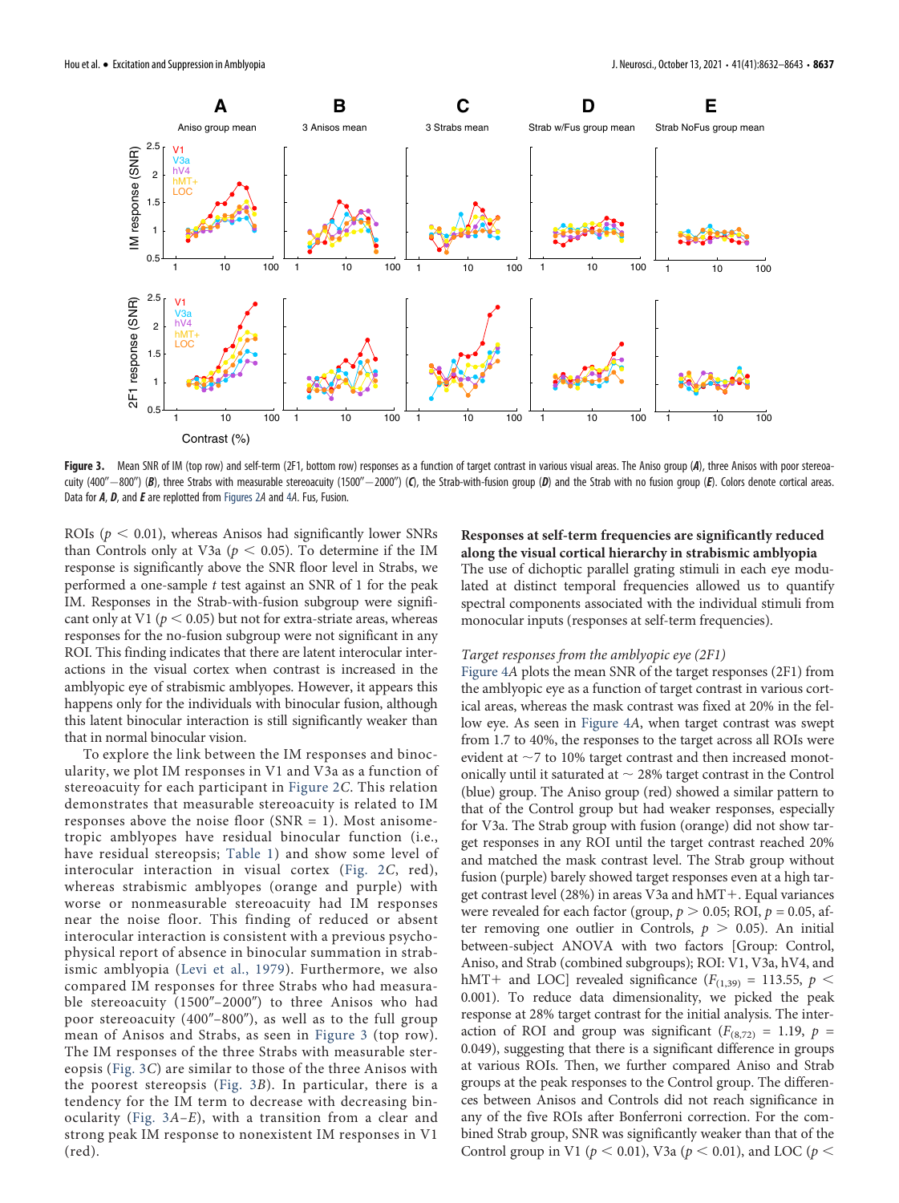**Figure 3.** Mean SNR of IM (top row) and self-term (2F1, bottom row) responses as a function of target contrast in various visual areas. The Aniso group (***A***), three Anisos with poor stereoacuity (400″−800″) (***B***), three Strabs with measurable stereoacuity (1500″−2000″) (***C***), the Strab-with-fusion group (***D***) and the Strab with no fusion group (***E***). Colors denote cortical areas. Data for ***A***, ***D***, and ***E*** are replotted from Figures 2*A* and 4*A*. Fus, Fusion.

ROIs ($p < 0.01$), whereas Anisos had significantly lower SNRs than Controls only at V3a ($p < 0.05$). To determine if the IM response is significantly above the SNR floor level in Strabs, we performed a one-sample *t* test against an SNR of 1 for the peak IM. Responses in the Strab-with-fusion subgroup were significant only at V1 ($p < 0.05$) but not for extra-striate areas, whereas responses for the no-fusion subgroup were not significant in any ROI. This finding indicates that there are latent interocular interactions in the visual cortex when contrast is increased in the amblyopic eye of strabismic amblyopes. However, it appears this happens only for the individuals with binocular fusion, although this latent binocular interaction is still significantly weaker than that in normal binocular vision.

To explore the link between the IM responses and binocularity, we plot IM responses in V1 and V3a as a function of stereoacuity for each participant in Figure 2*C*. This relation demonstrates that measurable stereoacuity is related to IM responses above the noise floor (SNR = 1). Most anisometropic amblyopes have residual binocular function (i.e., have residual stereopsis; Table 1) and show some level of interocular interaction in visual cortex (Fig. 2*C*, red), whereas strabismic amblyopes (orange and purple) with worse or nonmeasurable stereoacuity had IM responses near the noise floor. This finding of reduced or absent interocular interaction is consistent with a previous psychophysical report of absence in binocular summation in strabismic amblyopia (Levi et al., 1979). Furthermore, we also compared IM responses for three Strabs who had measurable stereoacuity (1500″–2000″) to three Anisos who had poor stereoacuity (400″–800″), as well as to the full group mean of Anisos and Strabs, as seen in Figure 3 (top row). The IM responses of the three Strabs with measurable stereopsis (Fig. 3*C*) are similar to those of the three Anisos with the poorest stereopsis (Fig. 3*B*). In particular, there is a tendency for the IM term to decrease with decreasing binocularity (Fig. 3*A–E*), with a transition from a clear and strong peak IM response to nonexistent IM responses in V1 (red).

**Responses at self-term frequencies are significantly reduced along the visual cortical hierarchy in strabismic amblyopia**

The use of dichoptic parallel grating stimuli in each eye modulated at distinct temporal frequencies allowed us to quantify spectral components associated with the individual stimuli from monocular inputs (responses at self-term frequencies).

*Target responses from the amblyopic eye (2F1)*

Figure 4*A* plots the mean SNR of the target responses (2F1) from the amblyopic eye as a function of target contrast in various cortical areas, whereas the mask contrast was fixed at 20% in the fellow eye. As seen in Figure 4*A*, when target contrast was swept from 1.7 to 40%, the responses to the target across all ROIs were evident at ∼7 to 10% target contrast and then increased monotonically until it saturated at ∼ 28% target contrast in the Control (blue) group. The Aniso group (red) showed a similar pattern to that of the Control group but had weaker responses, especially for V3a. The Strab group with fusion (orange) did not show target responses in any ROI until the target contrast reached 20% and matched the mask contrast level. The Strab group without fusion (purple) barely showed target responses even at a high target contrast level (28%) in areas V3a and hMT+. Equal variances were revealed for each factor (group, $p > 0.05$; ROI, $p = 0.05$, after removing one outlier in Controls, $p > 0.05$). An initial between-subject ANOVA with two factors [Group: Control, Aniso, and Strab (combined subgroups); ROI: V1, V3a, hV4, and hMT+ and LOC] revealed significance ($F_{(1,39)} = 113.55$, $p < 0.001$). To reduce data dimensionality, we picked the peak response at 28% target contrast for the initial analysis. The interaction of ROI and group was significant ($F_{(8,72)} = 1.19$, $p = 0.049$), suggesting that there is a significant difference in groups at various ROIs. Then, we further compared Aniso and Strab groups at the peak responses to the Control group. The differences between Anisos and Controls did not reach significance in any of the five ROIs after Bonferroni correction. For the combined Strab group, SNR was significantly weaker than that of the Control group in V1 ($p < 0.01$), V3a ($p < 0.01$), and LOC ($p <$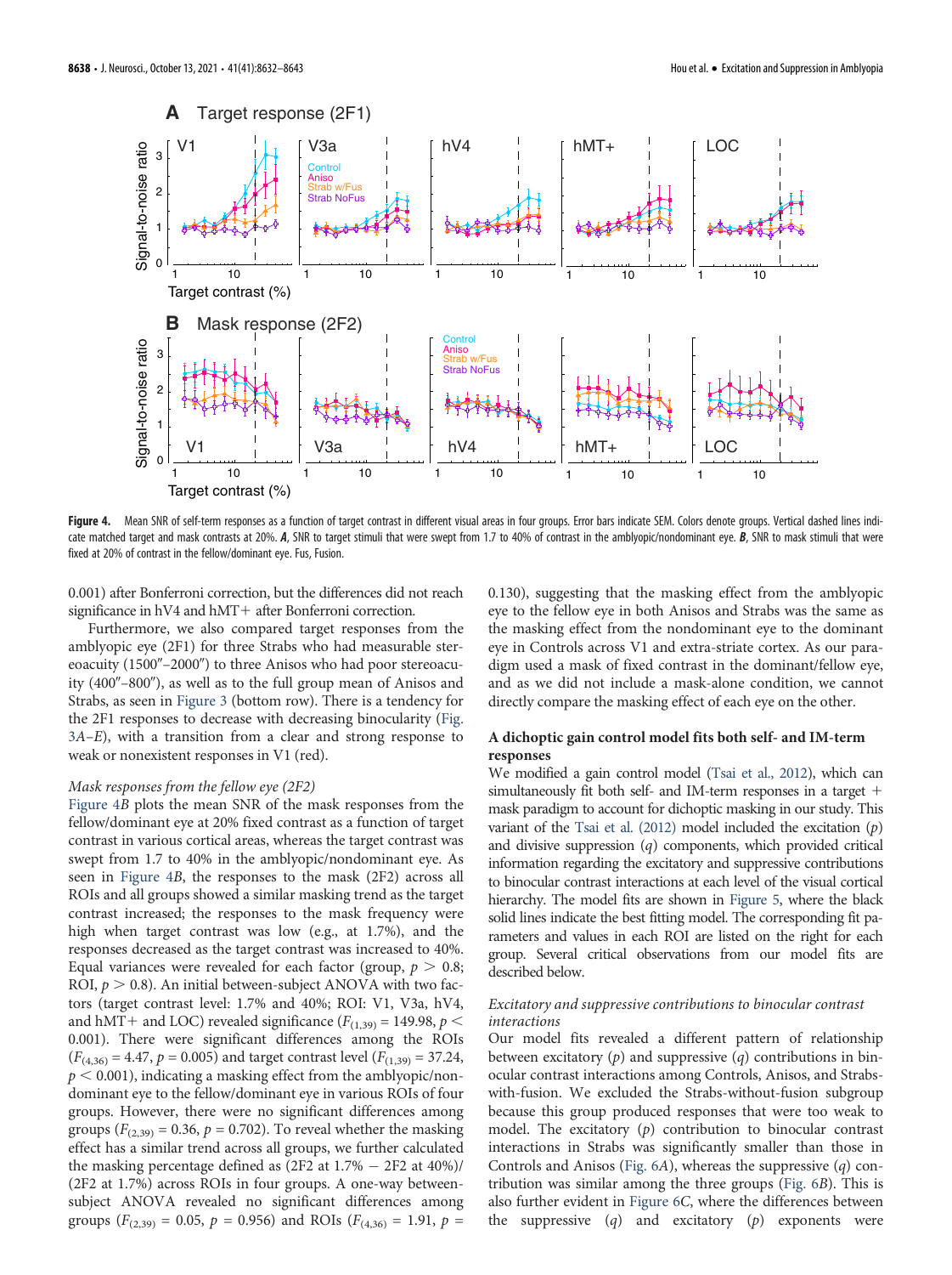**Figure 4.** Mean SNR of self-term responses as a function of target contrast in different visual areas in four groups. Error bars indicate SEM. Colors denote groups. Vertical dashed lines indicate matched target and mask contrasts at 20%. ***A***, SNR to target stimuli that were swept from 1.7 to 40% of contrast in the amblyopic/nondominant eye. ***B***, SNR to mask stimuli that were fixed at 20% of contrast in the fellow/dominant eye. Fus, Fusion.

0.001) after Bonferroni correction, but the differences did not reach significance in hV4 and hMT+ after Bonferroni correction.

Furthermore, we also compared target responses from the amblyopic eye (2F1) from three Strabs who had measurable stereoacuity (1500″–2000″) to three Anisos who had poor stereoacuity (400″–800″), as well as to the full group mean of Anisos and Strabs, as seen in Figure 3 (bottom row). There is a tendency for the 2F1 responses to decrease with decreasing binocularity (Fig. 3*A*–*E*), with a transition from a clear and strong response to weak or nonexistent responses in V1 (red).

*Mask responses from the fellow eye (2F2)*

Figure 4*B* plots the mean SNR of the mask responses from the fellow/dominant eye at 20% fixed contrast as a function of target contrast in various cortical areas, whereas the target contrast was swept from 1.7 to 40% in the amblyopic/nondominant eye. As seen in Figure 4*B*, the responses to the mask (2F2) across all ROIs and all groups showed a similar masking trend as the target contrast increased; the responses to the mask frequency were high when target contrast was low (e.g., at 1.7%), and the responses decreased as the target contrast was increased to 40%. Equal variances were revealed for each factor (group, $p > 0.8$; ROI, $p > 0.8$). An initial between-subject ANOVA with two factors (target contrast level: 1.7% and 40%; ROI: V1, V3a, hV4, and hMT+ and LOC) revealed significance ($F_{(1,39)} = 149.98$, $p < 0.001$). There were significant differences among the ROIs ($F_{(4,36)} = 4.47$, $p = 0.005$) and target contrast level ($F_{(1,39)} = 37.24$, $p < 0.001$), indicating a masking effect from the amblyopic/nondominant eye to the fellow/dominant eye in various ROIs of four groups. However, there were no significant differences among groups ($F_{(2,39)} = 0.36$, $p = 0.702$). To reveal whether the masking effect has a similar trend across all groups, we further calculated the masking percentage defined as (2F2 at 1.7% − 2F2 at 40%)/(2F2 at 1.7%) across ROIs in four groups. A one-way between-subject ANOVA revealed no significant differences among groups ($F_{(2,39)} = 0.05$, $p = 0.956$) and ROIs ($F_{(4,36)} = 1.91$, $p = 0.130$), suggesting that the masking effect from the amblyopic eye to the fellow eye in both Anisos and Strabs was the same as the masking effect from the nondominant eye to the dominant eye in Controls across V1 and extra-striate cortex. As our paradigm used a mask of fixed contrast in the dominant/fellow eye, and as we did not include a mask-alone condition, we cannot directly compare the masking effect of each eye on the other.

### A dichoptic gain control model fits both self- and IM-term responses

We modified a gain control model (Tsai et al., 2012), which can simultaneously fit both self- and IM-term responses in a target + mask paradigm to account for dichoptic masking in our study. This variant of the Tsai et al. (2012) model included the excitation ($p$) and divisive suppression ($q$) components, which provided critical information regarding the excitatory and suppressive contributions to binocular contrast interactions at each level of the visual cortical hierarchy. The model fits are shown in Figure 5, where the black solid lines indicate the best fitting model. The corresponding fit parameters and values in each ROI are listed on the right for each group. Several critical observations from our model fits are described below.

*Excitatory and suppressive contributions to binocular contrast interactions*

Our model fits revealed a different pattern of relationship between excitatory ($p$) and suppressive ($q$) contributions in binocular contrast interactions among Controls, Anisos, and Strabs-with-fusion. We excluded the Strabs-without-fusion subgroup because this group produced responses that were too weak to model. The excitatory ($p$) contribution to binocular contrast interactions in Strabs was significantly smaller than those in Controls and Anisos (Fig. 6*A*), whereas the suppressive ($q$) contribution was similar among the three groups (Fig. 6*B*). This is also further evident in Figure 6*C*, where the differences between the suppressive ($q$) and excitatory ($p$) exponents were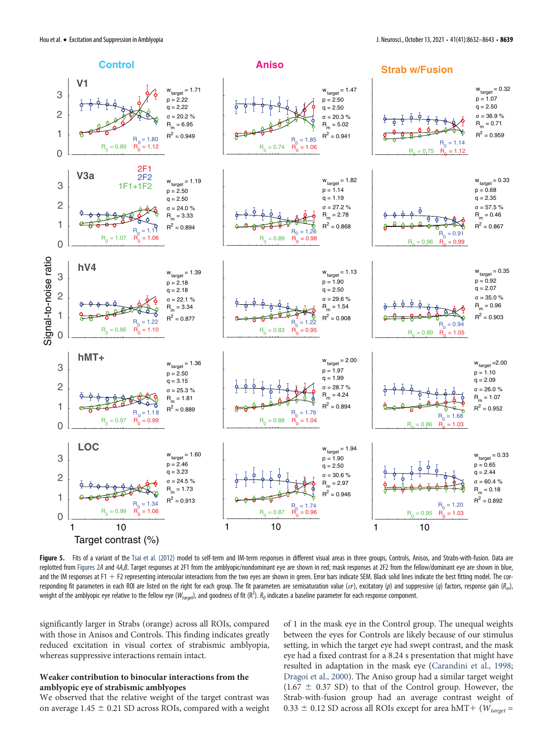**Figure 5.** Fits of a variant of the Tsai et al. (2012) model to self-term and IM-term responses in different visual areas in three groups, Controls, Anisos, and Strabs-with-fusion. Data are replotted from Figures 2A and 4A,B. Target responses at 2F1 from the amblyopic/nondominant eye are shown in red; mask responses at 2F2 from the fellow/dominant eye are shown in blue, and the IM responses at F1 + F2 representing interocular interactions from the two eyes are shown in green. Error bars indicate SEM. Black solid lines indicate the best fitting model. The corresponding fit parameters in each ROI are listed on the right for each group. The fit parameters are semisaturation value ($\sigma$), excitatory ($p$) and suppressive ($q$) factors, response gain ($R_m$), weight of the amblyopic eye relative to the fellow eye ($W_{target}$), and goodness of fit ($R^2$). $R_0$ indicates a baseline parameter for each response component.

significantly larger in Strabs (orange) across all ROIs, compared with those in Anisos and Controls. This finding indicates greatly reduced excitation in visual cortex of strabismic amblyopia, whereas suppressive interactions remain intact.

### Weaker contribution to binocular interactions from the amblyopic eye of strabismic amblyopes

We observed that the relative weight of the target contrast was on average 1.45 ± 0.21 SD across ROIs, compared with a weight of 1 in the mask eye in the Control group. The unequal weights between the eyes for Controls are likely because of our stimulus setting, in which the target eye had swept contrast, and the mask eye had a fixed contrast for a 8.24 s presentation that might have resulted in adaptation in the mask eye (Carandini et al., 1998; Dragoi et al., 2000). The Aniso group had a similar target weight (1.67 ± 0.37 SD) to that of the Control group. However, the Strab-with-fusion group had an average contrast weight of 0.33 ± 0.12 SD across all ROIs except for area hMT+ ($W_{target}$ =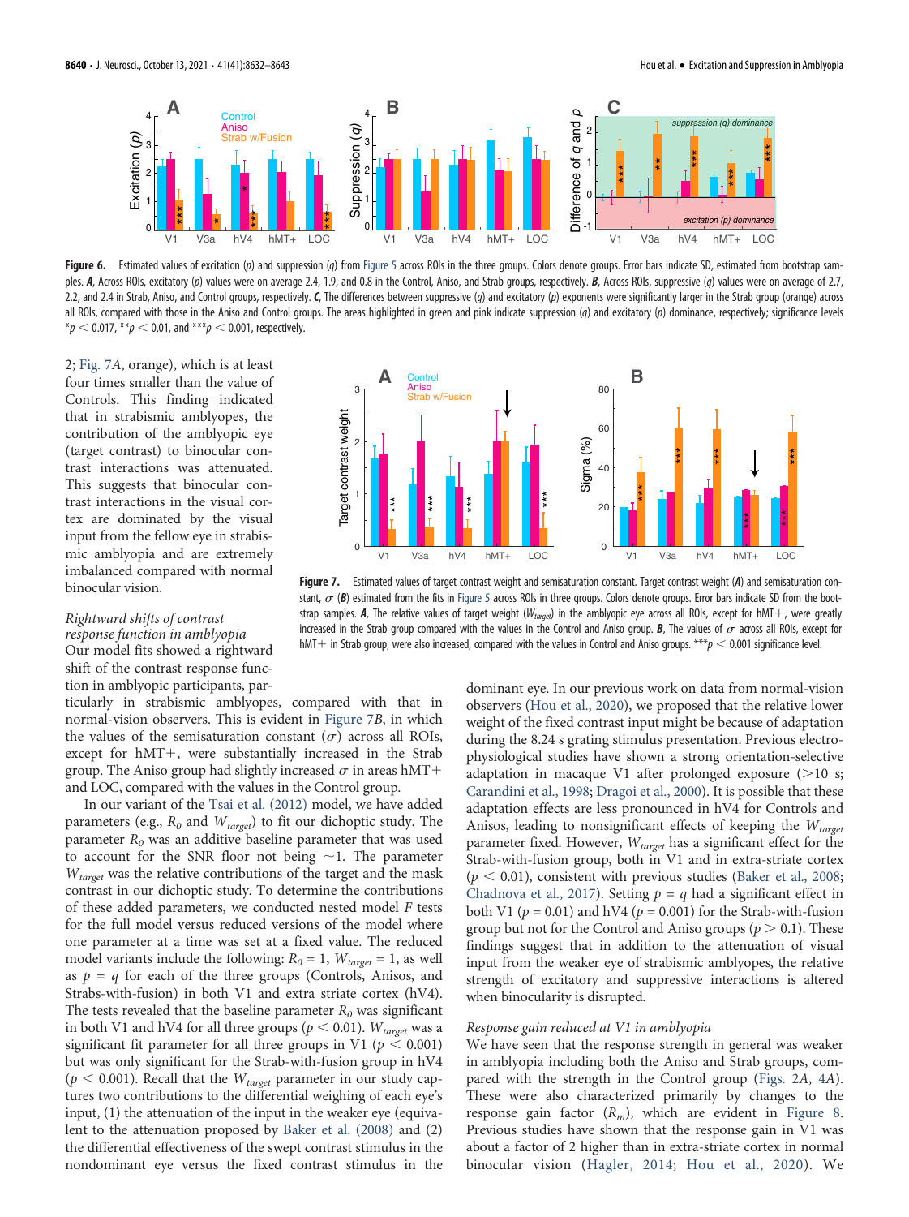**Figure 6.** Estimated values of excitation ($p$) and suppression ($q$) from Figure 5 across ROIs in the three groups. Colors denote groups. Error bars indicate SD, estimated from bootstrap samples. ***A***, Across ROIs, excitatory ($p$) values were on average 2.4, 1.9, and 0.8 in the Control, Aniso, and Strab groups, respectively. ***B***, Across ROIs, suppressive ($q$) values were on average of 2.7, 2.2, and 2.4 in Strab, Aniso, and Control groups, respectively. ***C***, The differences between suppressive ($q$) and excitatory ($p$) exponents were significantly larger in the Strab group (orange) across all ROIs, compared with those in the Aniso and Control groups. The areas highlighted in green and pink indicate suppression ($q$) and excitatory ($p$) dominance, respectively; significance levels *$p < 0.017$, **$p < 0.01$, and ***$p < 0.001$, respectively.

2; Fig. 7A, orange), which is at least four times smaller than the value of Controls. This finding indicated that in strabismic amblyopes, the contribution of the amblyopic eye (target contrast) to binocular contrast interactions was attenuated. This suggests that binocular contrast interactions in the visual cortex are dominated by the visual input from the fellow eye in strabismic amblyopia and are extremely imbalanced compared with normal binocular vision.

**Figure 7.** Estimated values of target contrast weight and semisaturation constant. Target contrast weight (***A***) and semisaturation constant, $\sigma$ (***B***) estimated from the fits in Figure 5 across ROIs in three groups. Colors denote groups. Error bars indicate SD from the bootstrap samples. ***A***, The relative values of target weight ($W_{target}$) in the amblyopic eye across all ROIs, except for hMT+, were greatly increased in the Strab group compared with the values in the Control and Aniso group. ***B***, The values of $\sigma$ across all ROIs, except for hMT+ in Strab group, were also increased, compared with the values in Control and Aniso groups. ***$p < 0.001$ significance level.

### *Rightward shifts of contrast response function in amblyopia*

Our model fits showed a rightward shift of the contrast response function in amblyopic participants, particularly in strabismic amblyopes, compared with that in normal-vision observers. This is evident in Figure 7B, in which the values of the semisaturation constant ($\sigma$) across all ROIs, except for hMT+, were substantially increased in the Strab group. The Aniso group had slightly increased $\sigma$ in areas hMT+ and LOC, compared with the values in the Control group.

In our variant of the Tsai et al. (2012) model, we have added parameters (e.g., $R_0$ and $W_{target}$) to fit our dichoptic study. The parameter $R_0$ was an additive baseline parameter that was used to account for the SNR floor not being ~1. The parameter $W_{target}$ was the relative contributions of the target and the mask contrast in our dichoptic study. To determine the contributions of these added parameters, we conducted nested model $F$ tests for the full model versus reduced versions of the model where one parameter at a time was set at a fixed value. The reduced model variants include the following: $R_0 = 1$, $W_{target} = 1$, as well as $p = q$ for each of the three groups (Controls, Anisos, and Strabs-with-fusion) in both V1 and extra striate cortex (hV4). The tests revealed that the baseline parameter $R_0$ was significant in both V1 and hV4 for all three groups ($p < 0.01$). $W_{target}$ was a significant fit parameter for all three groups in V1 ($p < 0.001$) but was only significant for the Strab-with-fusion group in hV4 ($p < 0.001$). Recall that the $W_{target}$ parameter in our study captures two contributions to the differential weighing of each eye's input, (1) the attenuation of the input in the weaker eye (equivalent to the attenuation proposed by Baker et al. (2008) and (2) the differential effectiveness of the swept contrast stimulus in the nondominant eye versus the fixed contrast stimulus in the dominant eye. In our previous work on data from normal-vision observers (Hou et al., 2020), we proposed that the relative lower weight of the fixed contrast input might be because of adaptation during the 8.24 s grating stimulus presentation. Previous electrophysiological studies have shown a strong orientation-selective adaptation in macaque V1 after prolonged exposure (>10 s; Carandini et al., 1998; Dragoi et al., 2000). It is possible that these adaptation effects are less pronounced in hV4 for Controls and Anisos, leading to nonsignificant effects of keeping the $W_{target}$ parameter fixed. However, $W_{target}$ has a significant effect for the Strab-with-fusion group, both in V1 and in extra-striate cortex ($p < 0.01$), consistent with previous studies (Baker et al., 2008; Chadnova et al., 2017). Setting $p = q$ had a significant effect in both V1 ($p = 0.01$) and hV4 ($p = 0.001$) for the Strab-with-fusion group but not for the Control and Aniso groups ($p > 0.1$). These findings suggest that in addition to the attenuation of visual input from the weaker eye of strabismic amblyopes, the relative strength of excitatory and suppressive interactions is altered when binocularity is disrupted.

### *Response gain reduced at V1 in amblyopia*

We have seen that the response strength in general was weaker in amblyopia including both the Aniso and Strab groups, compared with the strength in the Control group (Figs. 2A, 4A). These were also characterized primarily by changes to the response gain factor ($R_m$), which are evident in Figure 8. Previous studies have shown that the response gain in V1 was about a factor of 2 higher than in extra-striate cortex in normal binocular vision (Hagler, 2014; Hou et al., 2020). We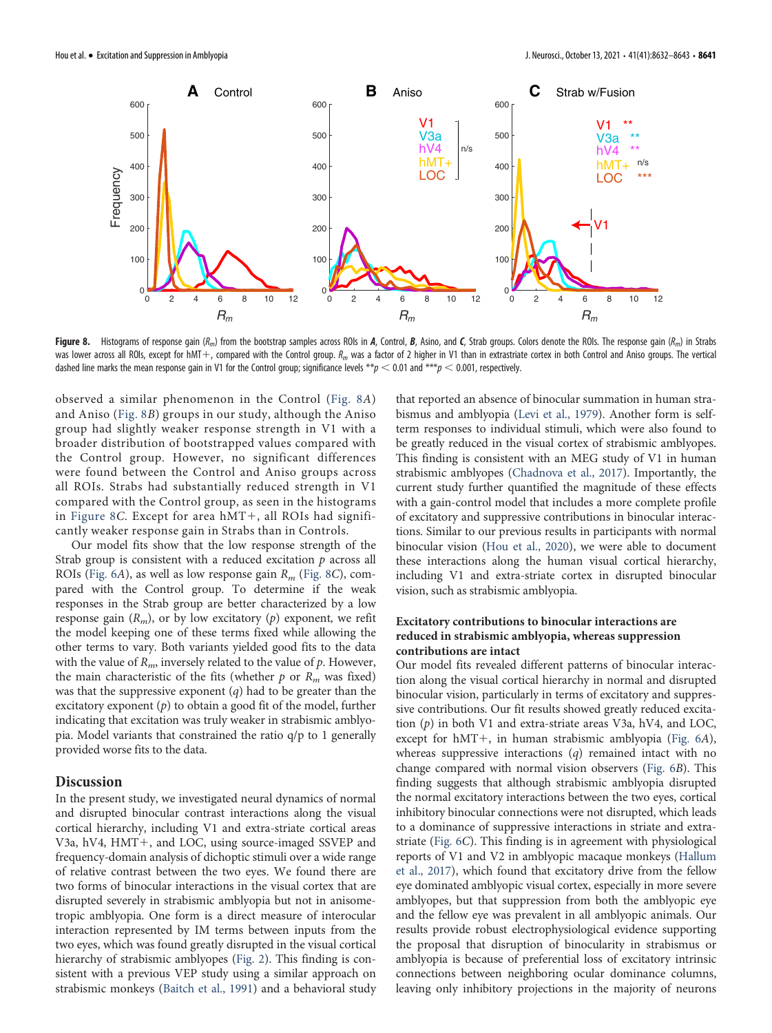**Figure 8.** Histograms of response gain ($R_m$) from the bootstrap samples across ROIs in ***A***, Control, ***B***, Aniso, and ***C***, Strab groups. Colors denote the ROIs. The response gain ($R_m$) in Strabs was lower across all ROIs, except for hMT+, compared with the Control group. $R_m$ was a factor of 2 higher in V1 than in extrastriate cortex in both Control and Aniso groups. The vertical dashed line marks the mean response gain in V1 for the Control group; significance levels $^{**}p < 0.01$ and $^{***}p < 0.001$, respectively.

observed a similar phenomenon in the Control (Fig. 8*A*) and Aniso (Fig. 8*B*) groups in our study, although the Aniso group had slightly weaker response strength in V1 with a broader distribution of bootstrapped values compared with the Control group. However, no significant differences were found between the Control and Aniso groups across all ROIs. Strabs had substantially reduced strength in V1 compared with the Control group, as seen in the histograms in Figure 8*C*. Except for area hMT+, all ROIs had significantly weaker response gain in Strabs than in Controls.

Our model fits show that the low response strength of the Strab group is consistent with a reduced excitation $p$ across all ROIs (Fig. 6*A*), as well as low response gain $R_m$ (Fig. 8*C*), compared with the Control group. To determine if the weak responses in the Strab group are better characterized by a low response gain ($R_m$), or by low excitatory ($p$) exponent, we refit the model keeping one of these terms fixed while allowing the other terms to vary. Both variants yielded good fits to the data with the value of $R_m$, inversely related to the value of $p$. However, the main characteristic of the fits (whether $p$ or $R_m$ was fixed) was that the suppressive exponent ($q$) had to be greater than the excitatory exponent ($p$) to obtain a good fit of the model, further indicating that excitation was truly weaker in strabismic amblyopia. Model variants that constrained the ratio q/p to 1 generally provided worse fits to the data.

## Discussion

In the present study, we investigated neural dynamics of normal and disrupted binocular contrast interactions along the visual cortical hierarchy, including V1 and extra-striate cortical areas V3a, hV4, HMT+, and LOC, using source-imaged SSVEP and frequency-domain analysis of dichoptic stimuli over a wide range of relative contrast between the two eyes. We found there are two forms of binocular interactions in the visual cortex that are disrupted severely in strabismic amblyopia but not in anisometropic amblyopia. One form is a direct measure of interocular interaction represented by IM terms between inputs from the two eyes, which was found greatly disrupted in the visual cortical hierarchy of strabismic amblyopes (Fig. 2). This finding is consistent with a previous VEP study using a similar approach on strabismic monkeys (Baitch et al., 1991) and a behavioral study that reported an absence of binocular summation in human strabismus and amblyopia (Levi et al., 1979). Another form is self-term responses to individual stimuli, which were also found to be greatly reduced in the visual cortex of strabismic amblyopes. This finding is consistent with an MEG study of V1 in human strabismic amblyopes (Chadnova et al., 2017). Importantly, the current study further quantified the magnitude of these effects with a gain-control model that includes a more complete profile of excitatory and suppressive contributions in binocular interactions. Similar to our previous results in participants with normal binocular vision (Hou et al., 2020), we were able to document these interactions along the human visual cortical hierarchy, including V1 and extra-striate cortex in disrupted binocular vision, such as strabismic amblyopia.

### Excitatory contributions to binocular interactions are reduced in strabismic amblyopia, whereas suppression contributions are intact

Our model fits revealed different patterns of binocular interaction along the visual cortical hierarchy in normal and disrupted binocular vision, particularly in terms of excitatory and suppressive contributions. Our fit results showed greatly reduced excitation ($p$) in both V1 and extra-striate areas V3a, hV4, and LOC, except for hMT+, in human strabismic amblyopia (Fig. 6*A*), whereas suppressive interactions ($q$) remained intact with no change compared with normal vision observers (Fig. 6*B*). This finding suggests that although strabismic amblyopia disrupted the normal excitatory interactions between the two eyes, cortical inhibitory binocular connections were not disrupted, which leads to a dominance of suppressive interactions in striate and extra-striate (Fig. 6*C*). This finding is in agreement with physiological reports of V1 and V2 in amblyopic macaque monkeys (Hallum et al., 2017), which found that excitatory drive from the fellow eye dominated amblyopic visual cortex, especially in more severe amblyopes, but that suppression from both the amblyopic eye and the fellow eye was prevalent in all amblyopic animals. Our results provide robust electrophysiological evidence supporting the proposal that disruption of binocularity in strabismus or amblyopia is because of preferential loss of excitatory intrinsic connections between neighboring ocular dominance columns, leaving only inhibitory projections in the majority of neurons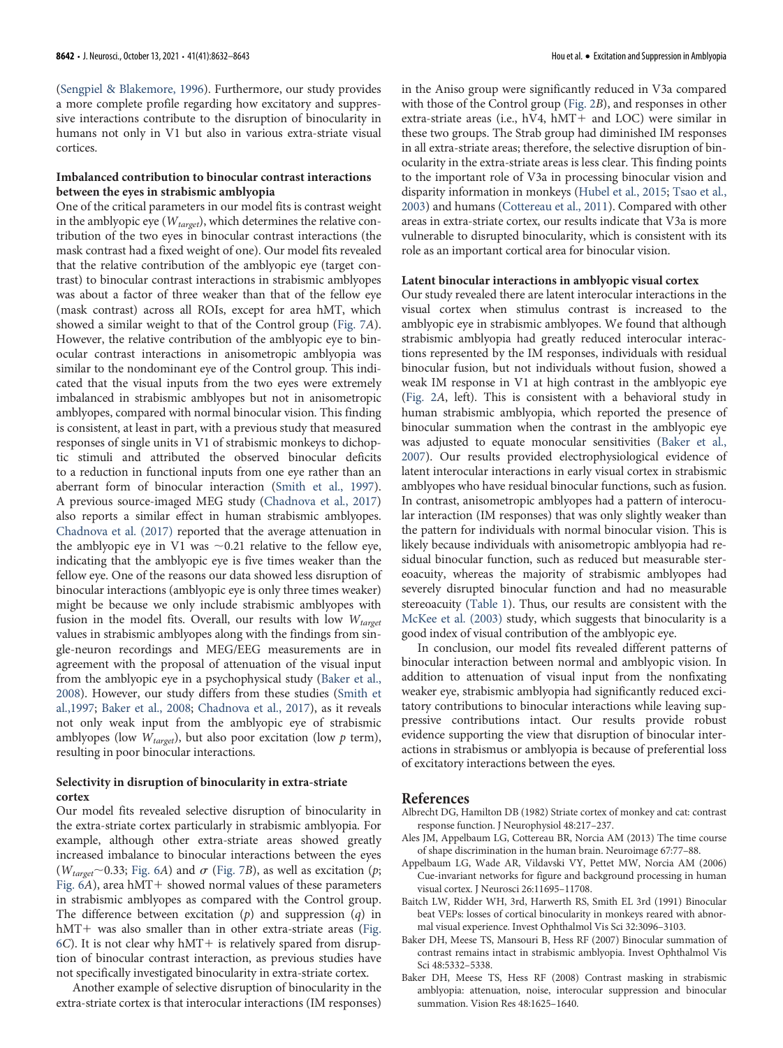(Sengpiel & Blakemore, 1996). Furthermore, our study provides a more complete profile regarding how excitatory and suppressive interactions contribute to the disruption of binocularity in humans not only in V1 but also in various extra-striate visual cortices.

### Imbalanced contribution to binocular contrast interactions between the eyes in strabismic amblyopia

One of the critical parameters in our model fits is contrast weight in the amblyopic eye ($W_{target}$), which determines the relative contribution of the two eyes in binocular contrast interactions (the mask contrast had a fixed weight of one). Our model fits revealed that the relative contribution of the amblyopic eye (target contrast) to binocular contrast interactions in strabismic amblyopes was about a factor of three weaker than that of the fellow eye (mask contrast) across all ROIs, except for area hMT, which showed a similar weight to that of the Control group (Fig. 7A). However, the relative contribution of the amblyopic eye to binocular contrast interactions in anisometropic amblyopia was similar to the nondominant eye of the Control group. This indicated that the visual inputs from the two eyes were extremely imbalanced in strabismic amblyopes but not in anisometropic amblyopes, compared with normal binocular vision. This finding is consistent, at least in part, with a previous study that measured responses of single units in V1 of strabismic monkeys to dichoptic stimuli and attributed the observed binocular deficits to a reduction in functional inputs from one eye rather than an aberrant form of binocular interaction (Smith et al., 1997). A previous source-imaged MEG study (Chadnova et al., 2017) also reports a similar effect in human strabismic amblyopes. Chadnova et al. (2017) reported that the average attenuation in the amblyopic eye in V1 was ~0.21 relative to the fellow eye, indicating that the amblyopic eye is five times weaker than the fellow eye. One of the reasons our data showed less disruption of binocular interactions (amblyopic eye is only three times weaker) might be because we only include strabismic amblyopes with fusion in the model fits. Overall, our results with low $W_{target}$ values in strabismic amblyopes along with the findings from single-neuron recordings and MEG/EEG measurements are in agreement with the proposal of attenuation of the visual input from the amblyopic eye in a psychophysical study (Baker et al., 2008). However, our study differs from these studies (Smith et al.,1997; Baker et al., 2008; Chadnova et al., 2017), as it reveals not only weak input from the amblyopic eye of strabismic amblyopes (low $W_{target}$), but also poor excitation (low $p$ term), resulting in poor binocular interactions.

### Selectivity in disruption of binocularity in extra-striate cortex

Our model fits revealed selective disruption of binocularity in the extra-striate cortex particularly in strabismic amblyopia. For example, although other extra-striate areas showed greatly increased imbalance to binocular interactions between the eyes ($W_{target}$~0.33; Fig. 6A) and $\sigma$ (Fig. 7B), as well as excitation ($p$; Fig. 6A), area hMT+ showed normal values of these parameters in strabismic amblyopes as compared with the Control group. The difference between excitation ($p$) and suppression ($q$) in hMT+ was also smaller than in other extra-striate areas (Fig. 6C). It is not clear why hMT+ is relatively spared from disruption of binocular contrast interaction, as previous studies have not specifically investigated binocularity in extra-striate cortex.

Another example of selective disruption of binocularity in the extra-striate cortex is that interocular interactions (IM responses) in the Aniso group were significantly reduced in V3a compared with those of the Control group (Fig. 2B), and responses in other extra-striate areas (i.e., hV4, hMT+ and LOC) were similar in these two groups. The Strab group had diminished IM responses in all extra-striate areas; therefore, the selective disruption of binocularity in the extra-striate areas is less clear. This finding points to the important role of V3a in processing binocular vision and disparity information in monkeys (Hubel et al., 2015; Tsao et al., 2003) and humans (Cottereau et al., 2011). Compared with other areas in extra-striate cortex, our results indicate that V3a is more vulnerable to disrupted binocularity, which is consistent with its role as an important cortical area for binocular vision.

### Latent binocular interactions in amblyopic visual cortex

Our study revealed there are latent interocular interactions in the visual cortex when stimulus contrast is increased to the amblyopic eye in strabismic amblyopes. We found that although strabismic amblyopia had greatly reduced interocular interactions represented by the IM responses, individuals with residual binocular fusion, but not individuals without fusion, showed a weak IM response in V1 at high contrast in the amblyopic eye (Fig. 2A, left). This is consistent with a behavioral study in human strabismic amblyopia, which reported the presence of binocular summation when the contrast in the amblyopic eye was adjusted to equate monocular sensitivities (Baker et al., 2007). Our results provided electrophysiological evidence of latent interocular interactions in early visual cortex in strabismic amblyopes who have residual binocular functions, such as fusion. In contrast, anisometropic amblyopes had a pattern of interocular interaction (IM responses) that was only slightly weaker than the pattern for individuals with normal binocular vision. This is likely because individuals with anisometropic amblyopia had residual binocular function, such as reduced but measurable stereoacuity, whereas the majority of strabismic amblyopes had severely disrupted binocular function and had no measurable stereoacuity (Table 1). Thus, our results are consistent with the McKee et al. (2003) study, which suggests that binocularity is a good index of visual contribution of the amblyopic eye.

In conclusion, our model fits revealed different patterns of binocular interaction between normal and amblyopic vision. In addition to attenuation of visual input from the nonfixating weaker eye, strabismic amblyopia had significantly reduced excitatory contributions to binocular interactions while leaving suppressive contributions intact. Our results provide robust evidence supporting the view that disruption of binocular interactions in strabismus or amblyopia is because of preferential loss of excitatory interactions between the eyes.

## References

Albrecht DG, Hamilton DB (1982) Striate cortex of monkey and cat: contrast response function. J Neurophysiol 48:217–237.

Ales JM, Appelbaum LG, Cottereau BR, Norcia AM (2013) The time course of shape discrimination in the human brain. Neuroimage 67:77–88.

Appelbaum LG, Wade AR, Vildavski VY, Pettet MW, Norcia AM (2006) Cue-invariant networks for figure and background processing in human visual cortex. J Neurosci 26:11695–11708.

Baitch LW, Ridder WH, 3rd, Harwerth RS, Smith EL 3rd (1991) Binocular beat VEPs: losses of cortical binocularity in monkeys reared with abnormal visual experience. Invest Ophthalmol Vis Sci 32:3096–3103.

Baker DH, Meese TS, Mansouri B, Hess RF (2007) Binocular summation of contrast remains intact in strabismic amblyopia. Invest Ophthalmol Vis Sci 48:5332–5338.

Baker DH, Meese TS, Hess RF (2008) Contrast masking in strabismic amblyopia: attenuation, noise, interocular suppression and binocular summation. Vision Res 48:1625–1640.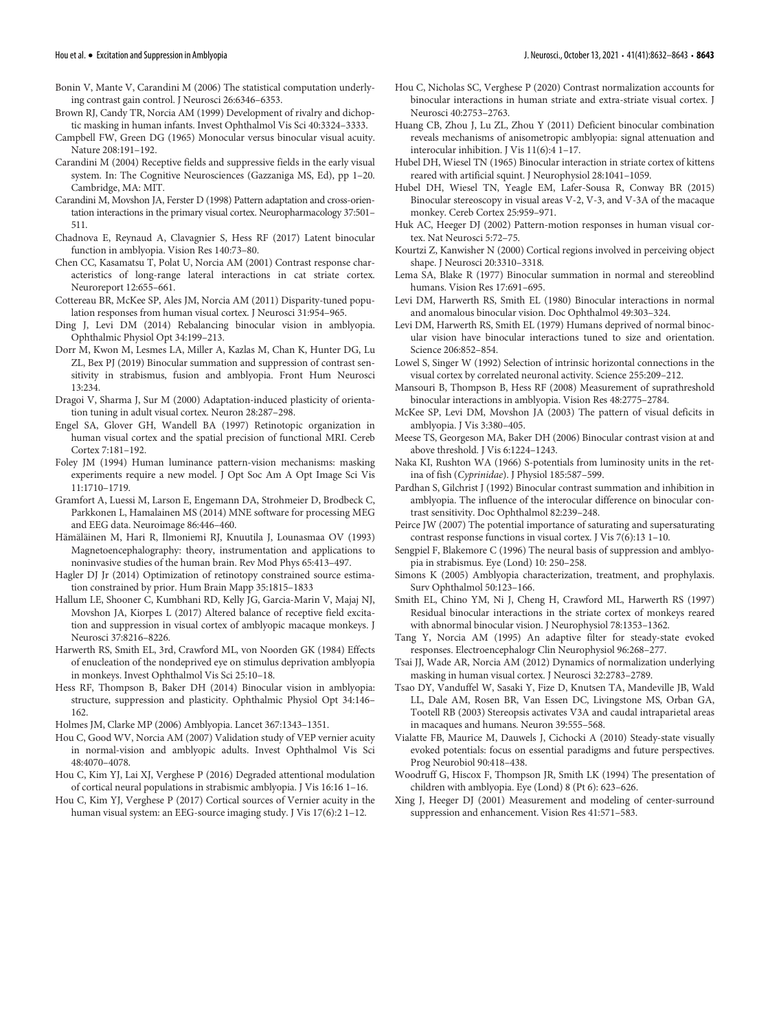Bonin V, Mante V, Carandini M (2006) The statistical computation underlying contrast gain control. J Neurosci 26:6346–6353.

Brown RJ, Candy TR, Norcia AM (1999) Development of rivalry and dichoptic masking in human infants. Invest Ophthalmol Vis Sci 40:3324–3333.

Campbell FW, Green DG (1965) Monocular versus binocular visual acuity. Nature 208:191–192.

Carandini M (2004) Receptive fields and suppressive fields in the early visual system. In: The Cognitive Neurosciences (Gazzaniga MS, Ed), pp 1–20. Cambridge, MA: MIT.

Carandini M, Movshon JA, Ferster D (1998) Pattern adaptation and cross-orientation interactions in the primary visual cortex. Neuropharmacology 37:501–511.

Chadnova E, Reynaud A, Clavagnier S, Hess RF (2017) Latent binocular function in amblyopia. Vision Res 140:73–80.

Chen CC, Kasamatsu T, Polat U, Norcia AM (2001) Contrast response characteristics of long-range lateral interactions in cat striate cortex. Neuroreport 12:655–661.

Cottereau BR, McKee SP, Ales JM, Norcia AM (2011) Disparity-tuned population responses from human visual cortex. J Neurosci 31:954–965.

Ding J, Levi DM (2014) Rebalancing binocular vision in amblyopia. Ophthalmic Physiol Opt 34:199–213.

Dorr M, Kwon M, Lesmes LA, Miller A, Kazlas M, Chan K, Hunter DG, Lu ZL, Bex PJ (2019) Binocular summation and suppression of contrast sensitivity in strabismus, fusion and amblyopia. Front Hum Neurosci 13:234.

Dragoi V, Sharma J, Sur M (2000) Adaptation-induced plasticity of orientation tuning in adult visual cortex. Neuron 28:287–298.

Engel SA, Glover GH, Wandell BA (1997) Retinotopic organization in human visual cortex and the spatial precision of functional MRI. Cereb Cortex 7:181–192.

Foley JM (1994) Human luminance pattern-vision mechanisms: masking experiments require a new model. J Opt Soc Am A Opt Image Sci Vis 11:1710–1719.

Gramfort A, Luessi M, Larson E, Engemann DA, Strohmeier D, Brodbeck C, Parkkonen L, Hamalainen MS (2014) MNE software for processing MEG and EEG data. Neuroimage 86:446–460.

Hämäläinen M, Hari R, Ilmoniemi RJ, Knuutila J, Lounasmaa OV (1993) Magnetoencephalography: theory, instrumentation and applications to noninvasive studies of the human brain. Rev Mod Phys 65:413–497.

Hagler DJ Jr (2014) Optimization of retinotopy constrained source estimation constrained by prior. Hum Brain Mapp 35:1815–1833

Hallum LE, Shooner C, Kumbhani RD, Kelly JG, Garcia-Marin V, Majaj NJ, Movshon JA, Kiorpes L (2017) Altered balance of receptive field excitation and suppression in visual cortex of amblyopic macaque monkeys. J Neurosci 37:8216–8226.

Harwerth RS, Smith EL, 3rd, Crawford ML, von Noorden GK (1984) Effects of enucleation of the nondeprived eye on stimulus deprivation amblyopia in monkeys. Invest Ophthalmol Vis Sci 25:10–18.

Hess RF, Thompson B, Baker DH (2014) Binocular vision in amblyopia: structure, suppression and plasticity. Ophthalmic Physiol Opt 34:146–162.

Holmes JM, Clarke MP (2006) Amblyopia. Lancet 367:1343–1351.

Hou C, Good WV, Norcia AM (2007) Validation study of VEP vernier acuity in normal-vision and amblyopic adults. Invest Ophthalmol Vis Sci 48:4070–4078.

Hou C, Kim YJ, Lai XJ, Verghese P (2016) Degraded attentional modulation of cortical neural populations in strabismic amblyopia. J Vis 16:16 1–16.

Hou C, Kim YJ, Verghese P (2017) Cortical sources of Vernier acuity in the human visual system: an EEG-source imaging study. J Vis 17(6):2 1–12.

Hou C, Nicholas SC, Verghese P (2020) Contrast normalization accounts for binocular interactions in human striate and extra-striate visual cortex. J Neurosci 40:2753–2763.

Huang CB, Zhou J, Lu ZL, Zhou Y (2011) Deficient binocular combination reveals mechanisms of anisometropic amblyopia: signal attenuation and interocular inhibition. J Vis 11(6):4 1–17.

Hubel DH, Wiesel TN (1965) Binocular interaction in striate cortex of kittens reared with artificial squint. J Neurophysiol 28:1041–1059.

Hubel DH, Wiesel TN, Yeagle EM, Lafer-Sousa R, Conway BR (2015) Binocular stereoscopy in visual areas V-2, V-3, and V-3A of the macaque monkey. Cereb Cortex 25:959–971.

Huk AC, Heeger DJ (2002) Pattern-motion responses in human visual cortex. Nat Neurosci 5:72–75.

Kourtzi Z, Kanwisher N (2000) Cortical regions involved in perceiving object shape. J Neurosci 20:3310–3318.

Lema SA, Blake R (1977) Binocular summation in normal and stereoblind humans. Vision Res 17:691–695.

Levi DM, Harwerth RS, Smith EL (1980) Binocular interactions in normal and anomalous binocular vision. Doc Ophthalmol 49:303–324.

Levi DM, Harwerth RS, Smith EL (1979) Humans deprived of normal binocular vision have binocular interactions tuned to size and orientation. Science 206:852–854.

Lowel S, Singer W (1992) Selection of intrinsic horizontal connections in the visual cortex by correlated neuronal activity. Science 255:209–212.

Mansouri B, Thompson B, Hess RF (2008) Measurement of suprathreshold binocular interactions in amblyopia. Vision Res 48:2775–2784.

McKee SP, Levi DM, Movshon JA (2003) The pattern of visual deficits in amblyopia. J Vis 3:380–405.

Meese TS, Georgeson MA, Baker DH (2006) Binocular contrast vision at and above threshold. J Vis 6:1224–1243.

Naka KI, Rushton WA (1966) S-potentials from luminosity units in the retina of fish (*Cyprinidae*). J Physiol 185:587–599.

Pardhan S, Gilchrist J (1992) Binocular contrast summation and inhibition in amblyopia. The influence of the interocular difference on binocular contrast sensitivity. Doc Ophthalmol 82:239–248.

Peirce JW (2007) The potential importance of saturating and supersaturating contrast response functions in visual cortex. J Vis 7(6):13 1–10.

Sengpiel F, Blakemore C (1996) The neural basis of suppression and amblyopia in strabismus. Eye (Lond) 10: 250–258.

Simons K (2005) Amblyopia characterization, treatment, and prophylaxis. Surv Ophthalmol 50:123–166.

Smith EL, Chino YM, Ni J, Cheng H, Crawford ML, Harwerth RS (1997) Residual binocular interactions in the striate cortex of monkeys reared with abnormal binocular vision. J Neurophysiol 78:1353–1362.

Tang Y, Norcia AM (1995) An adaptive filter for steady-state evoked responses. Electroencephalogr Clin Neurophysiol 96:268–277.

Tsai JJ, Wade AR, Norcia AM (2012) Dynamics of normalization underlying masking in human visual cortex. J Neurosci 32:2783–2789.

Tsao DY, Vanduffel W, Sasaki Y, Fize D, Knutsen TA, Mandeville JB, Wald LL, Dale AM, Rosen BR, Van Essen DC, Livingstone MS, Orban GA, Tootell RB (2003) Stereopsis activates V3A and caudal intraparietal areas in macaques and humans. Neuron 39:555–568.

Vialatte FB, Maurice M, Dauwels J, Cichocki A (2010) Steady-state visually evoked potentials: focus on essential paradigms and future perspectives. Prog Neurobiol 90:418–438.

Woodruff G, Hiscox F, Thompson JR, Smith LK (1994) The presentation of children with amblyopia. Eye (Lond) 8 (Pt 6): 623–626.

Xing J, Heeger DJ (2001) Measurement and modeling of center-surround suppression and enhancement. Vision Res 41:571–583.